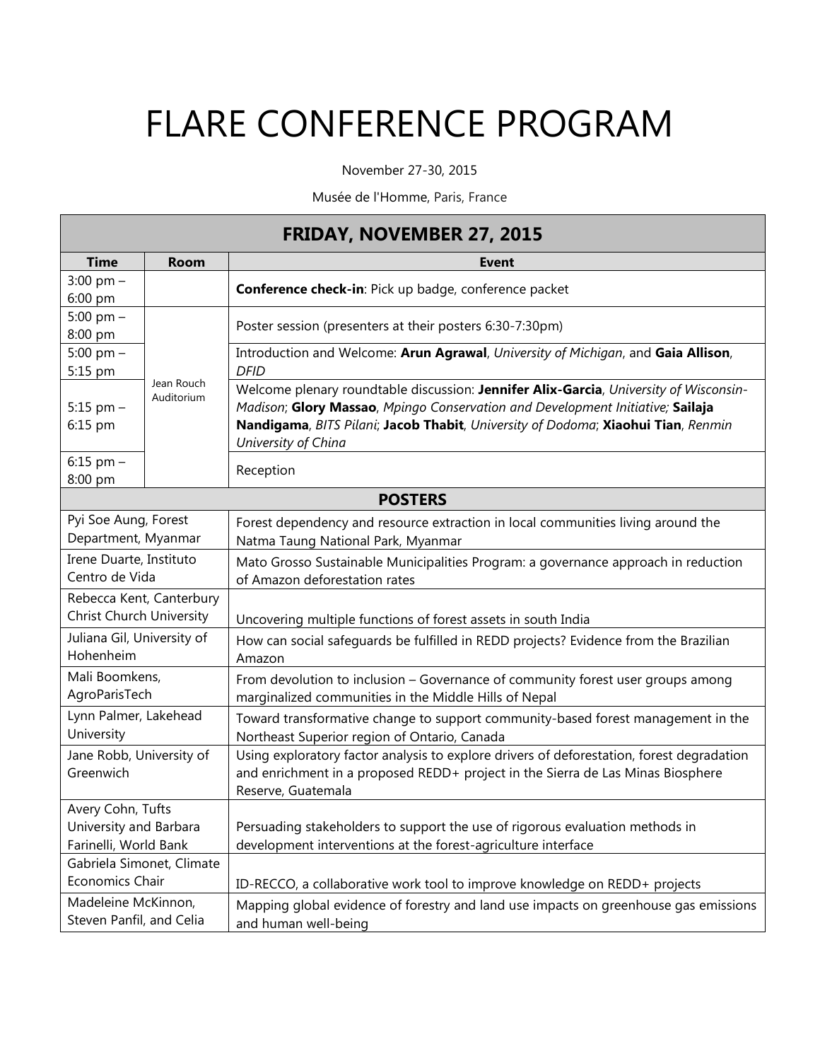# FLARE CONFERENCE PROGRAM

November 27-30, 2015

Musée de l'Homme, Paris, France

| FRIDAY, NOVEMBER 27, 2015 | | |
|---|---|---|
| **Time** | **Room** | **Event** |
| 3:00 pm – 6:00 pm | | **Conference check-in**: Pick up badge, conference packet |
| 5:00 pm – 8:00 pm | Jean Rouch Auditorium | Poster session (presenters at their posters 6:30-7:30pm) |
| 5:00 pm – 5:15 pm | | Introduction and Welcome: **Arun Agrawal**, *University of Michigan*, and **Gaia Allison**, *DFID* |
| 5:15 pm – 6:15 pm | | Welcome plenary roundtable discussion: **Jennifer Alix-Garcia**, *University of Wisconsin-Madison*; **Glory Massao**, *Mpingo Conservation and Development Initiative;* **Sailaja Nandigama**, *BITS Pilani*; **Jacob Thabit**, *University of Dodoma*; **Xiaohui Tian**, *Renmin University of China* |
| 6:15 pm – 8:00 pm | | Reception |

| POSTERS | |
|---|---|
| Pyi Soe Aung, Forest Department, Myanmar | Forest dependency and resource extraction in local communities living around the Natma Taung National Park, Myanmar |
| Irene Duarte, Instituto Centro de Vida | Mato Grosso Sustainable Municipalities Program: a governance approach in reduction of Amazon deforestation rates |
| Rebecca Kent, Canterbury Christ Church University | Uncovering multiple functions of forest assets in south India |
| Juliana Gil, University of Hohenheim | How can social safeguards be fulfilled in REDD projects? Evidence from the Brazilian Amazon |
| Mali Boomkens, AgroParisTech | From devolution to inclusion – Governance of community forest user groups among marginalized communities in the Middle Hills of Nepal |
| Lynn Palmer, Lakehead University | Toward transformative change to support community-based forest management in the Northeast Superior region of Ontario, Canada |
| Jane Robb, University of Greenwich | Using exploratory factor analysis to explore drivers of deforestation, forest degradation and enrichment in a proposed REDD+ project in the Sierra de Las Minas Biosphere Reserve, Guatemala |
| Avery Cohn, Tufts University and Barbara Farinelli, World Bank | Persuading stakeholders to support the use of rigorous evaluation methods in development interventions at the forest-agriculture interface |
| Gabriela Simonet, Climate Economics Chair | ID-RECCO, a collaborative work tool to improve knowledge on REDD+ projects |
| Madeleine McKinnon, Steven Panfil, and Celia | Mapping global evidence of forestry and land use impacts on greenhouse gas emissions and human well-being |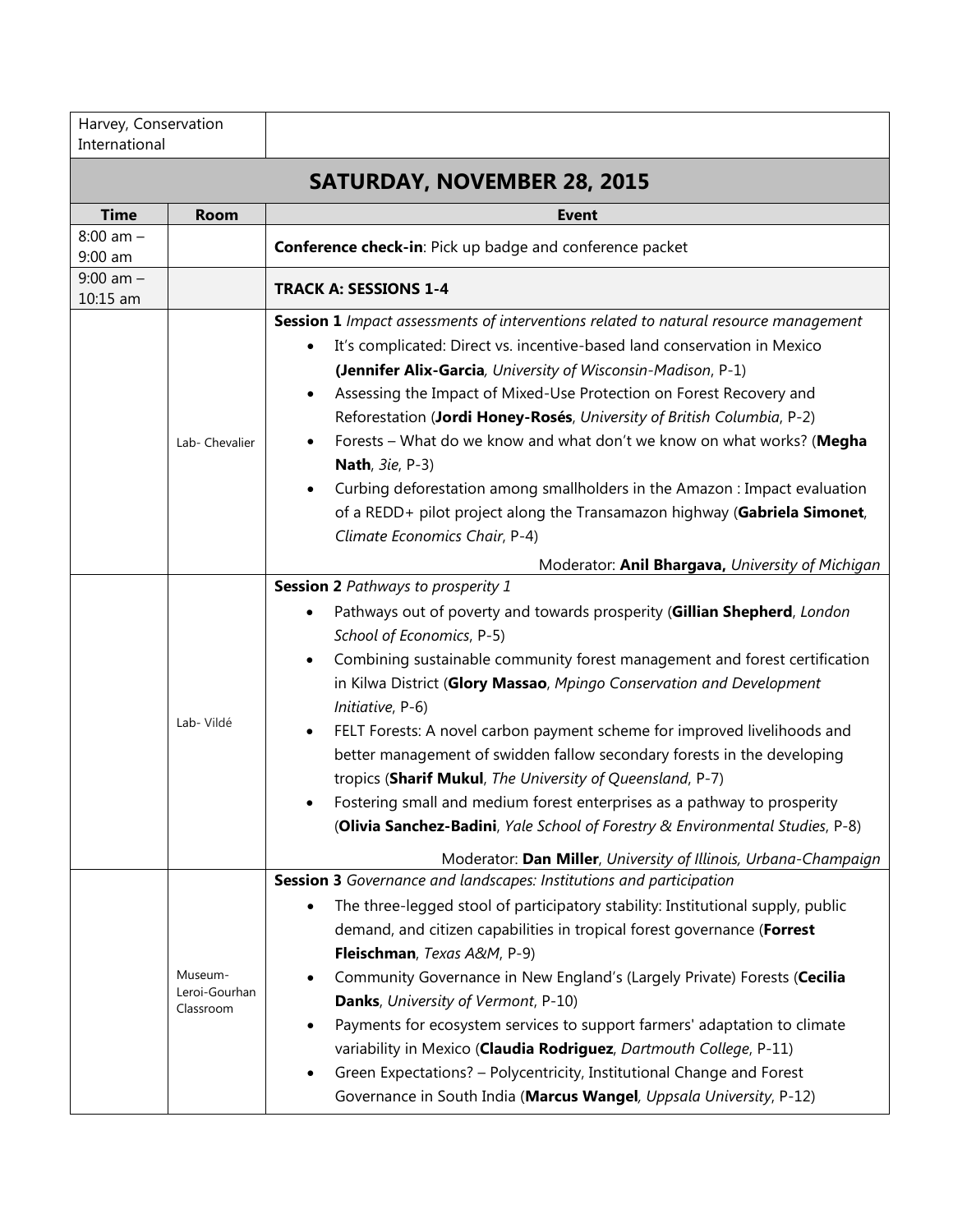| | | |
|---|---|---|
| Harvey, Conservation International | | |

## SATURDAY, NOVEMBER 28, 2015

| Time | Room | Event |
|---|---|---|
| 8:00 am – 9:00 am | | **Conference check-in**: Pick up badge and conference packet |
| 9:00 am – 10:15 am | | **TRACK A: SESSIONS 1-4** |
| | Lab- Chevalier | **Session 1** *Impact assessments of interventions related to natural resource management*<br>• It's complicated: Direct vs. incentive-based land conservation in Mexico **(Jennifer Alix-Garcia**, *University of Wisconsin-Madison*, P-1)<br>• Assessing the Impact of Mixed-Use Protection on Forest Recovery and Reforestation (**Jordi Honey-Rosés**, *University of British Columbia*, P-2)<br>• Forests – What do we know and what don't we know on what works? (**Megha Nath**, *3ie*, P-3)<br>• Curbing deforestation among smallholders in the Amazon : Impact evaluation of a REDD+ pilot project along the Transamazon highway (**Gabriela Simonet**, *Climate Economics Chair*, P-4)<br>Moderator: **Anil Bhargava,** *University of Michigan* |
| | Lab- Vildé | **Session 2** *Pathways to prosperity 1*<br>• Pathways out of poverty and towards prosperity (**Gillian Shepherd**, *London School of Economics*, P-5)<br>• Combining sustainable community forest management and forest certification in Kilwa District (**Glory Massao**, *Mpingo Conservation and Development Initiative*, P-6)<br>• FELT Forests: A novel carbon payment scheme for improved livelihoods and better management of swidden fallow secondary forests in the developing tropics (**Sharif Mukul**, *The University of Queensland*, P-7)<br>• Fostering small and medium forest enterprises as a pathway to prosperity (**Olivia Sanchez-Badini**, *Yale School of Forestry & Environmental Studies*, P-8)<br>Moderator: **Dan Miller**, *University of Illinois, Urbana-Champaign* |
| | Museum- Leroi-Gourhan Classroom | **Session 3** *Governance and landscapes: Institutions and participation*<br>• The three-legged stool of participatory stability: Institutional supply, public demand, and citizen capabilities in tropical forest governance (**Forrest Fleischman**, *Texas A&M*, P-9)<br>• Community Governance in New England's (Largely Private) Forests (**Cecilia Danks**, *University of Vermont*, P-10)<br>• Payments for ecosystem services to support farmers' adaptation to climate variability in Mexico (**Claudia Rodriguez**, *Dartmouth College*, P-11)<br>• Green Expectations? – Polycentricity, Institutional Change and Forest Governance in South India (**Marcus Wangel**, *Uppsala University*, P-12) |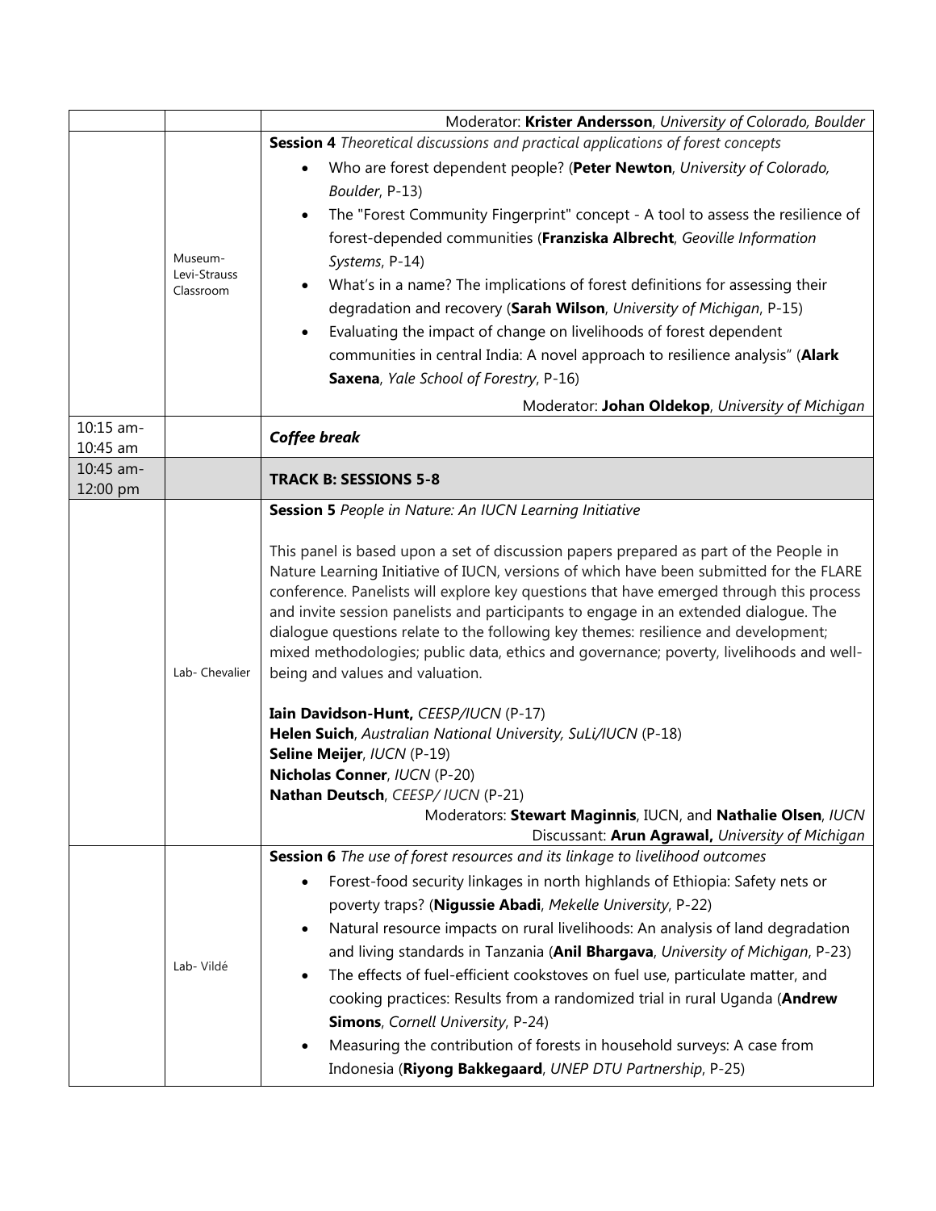| | | |
|---|---|---|
| | | Moderator: **Krister Andersson**, *University of Colorado, Boulder* |
| | Museum-Levi-Strauss Classroom | **Session 4** *Theoretical discussions and practical applications of forest concepts*<br>• Who are forest dependent people? (**Peter Newton**, *University of Colorado, Boulder*, P-13)<br>• The "Forest Community Fingerprint" concept - A tool to assess the resilience of forest-depended communities (**Franziska Albrecht**, *Geoville Information Systems*, P-14)<br>• What's in a name? The implications of forest definitions for assessing their degradation and recovery (**Sarah Wilson**, *University of Michigan*, P-15)<br>• Evaluating the impact of change on livelihoods of forest dependent communities in central India: A novel approach to resilience analysis" (**Alark Saxena**, *Yale School of Forestry*, P-16)<br>Moderator: **Johan Oldekop**, *University of Michigan* |
| 10:15 am-10:45 am | | ***Coffee break*** |
| 10:45 am-12:00 pm | | **TRACK B: SESSIONS 5-8** |
| | Lab- Chevalier | **Session 5** *People in Nature: An IUCN Learning Initiative*<br><br>This panel is based upon a set of discussion papers prepared as part of the People in Nature Learning Initiative of IUCN, versions of which have been submitted for the FLARE conference. Panelists will explore key questions that have emerged through this process and invite session panelists and participants to engage in an extended dialogue. The dialogue questions relate to the following key themes: resilience and development; mixed methodologies; public data, ethics and governance; poverty, livelihoods and well-being and values and valuation.<br><br>**Iain Davidson-Hunt,** *CEESP/IUCN* (P-17)<br>**Helen Suich**, *Australian National University, SuLi/IUCN* (P-18)<br>**Seline Meijer**, *IUCN* (P-19)<br>**Nicholas Conner**, *IUCN* (P-20)<br>**Nathan Deutsch**, *CEESP/ IUCN* (P-21)<br>Moderators: **Stewart Maginnis**, IUCN, and **Nathalie Olsen**, *IUCN*<br>Discussant: **Arun Agrawal,** *University of Michigan* |
| | Lab- Vildé | **Session 6** *The use of forest resources and its linkage to livelihood outcomes*<br>• Forest-food security linkages in north highlands of Ethiopia: Safety nets or poverty traps? (**Nigussie Abadi**, *Mekelle University*, P-22)<br>• Natural resource impacts on rural livelihoods: An analysis of land degradation and living standards in Tanzania (**Anil Bhargava**, *University of Michigan*, P-23)<br>• The effects of fuel-efficient cookstoves on fuel use, particulate matter, and cooking practices: Results from a randomized trial in rural Uganda (**Andrew Simons**, *Cornell University*, P-24)<br>• Measuring the contribution of forests in household surveys: A case from Indonesia (**Riyong Bakkegaard**, *UNEP DTU Partnership*, P-25) |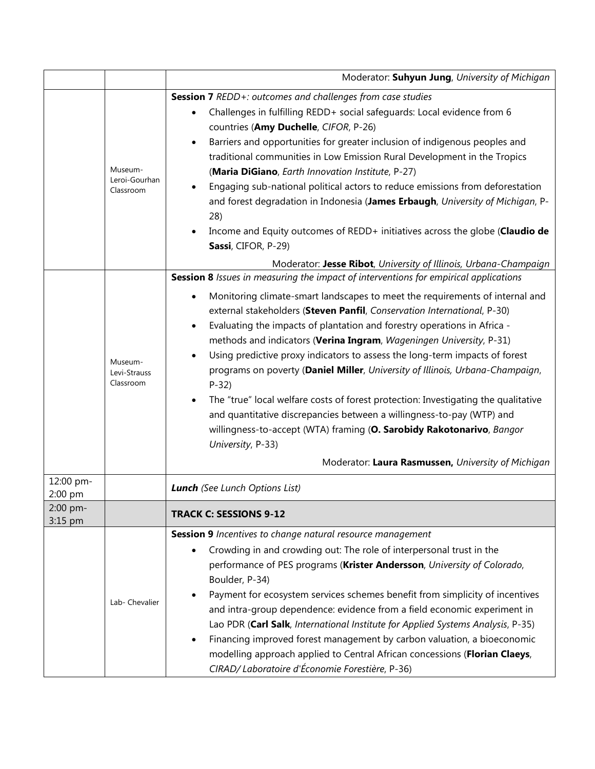| | | |
|---|---|---|
| | | Moderator: **Suhyun Jung**, *University of Michigan* |
| | Museum-Leroi-Gourhan Classroom | **Session 7** *REDD+: outcomes and challenges from case studies*<br>• Challenges in fulfilling REDD+ social safeguards: Local evidence from 6 countries (**Amy Duchelle**, *CIFOR*, P-26)<br>• Barriers and opportunities for greater inclusion of indigenous peoples and traditional communities in Low Emission Rural Development in the Tropics (**Maria DiGiano**, *Earth Innovation Institute*, P-27)<br>• Engaging sub-national political actors to reduce emissions from deforestation and forest degradation in Indonesia (**James Erbaugh**, *University of Michigan*, P-28)<br>• Income and Equity outcomes of REDD+ initiatives across the globe (**Claudio de Sassi**, CIFOR, P-29)<br>Moderator: **Jesse Ribot**, *University of Illinois, Urbana-Champaign* |
| | Museum-Levi-Strauss Classroom | **Session 8** *Issues in measuring the impact of interventions for empirical applications*<br>• Monitoring climate-smart landscapes to meet the requirements of internal and external stakeholders (**Steven Panfil**, *Conservation International*, P-30)<br>• Evaluating the impacts of plantation and forestry operations in Africa - methods and indicators (**Verina Ingram**, *Wageningen University*, P-31)<br>• Using predictive proxy indicators to assess the long-term impacts of forest programs on poverty (**Daniel Miller**, *University of Illinois, Urbana-Champaign*, P-32)<br>• The "true" local welfare costs of forest protection: Investigating the qualitative and quantitative discrepancies between a willingness-to-pay (WTP) and willingness-to-accept (WTA) framing (**O. Sarobidy Rakotonarivo**, *Bangor University*, P-33)<br>Moderator: **Laura Rasmussen,** *University of Michigan* |
| 12:00 pm-2:00 pm | | ***Lunch*** *(See Lunch Options List)* |
| 2:00 pm-3:15 pm | | **TRACK C: SESSIONS 9-12** |
| | Lab- Chevalier | **Session 9** *Incentives to change natural resource management*<br>• Crowding in and crowding out: The role of interpersonal trust in the performance of PES programs (**Krister Andersson**, *University of Colorado*, Boulder, P-34)<br>• Payment for ecosystem services schemes benefit from simplicity of incentives and intra-group dependence: evidence from a field economic experiment in Lao PDR (**Carl Salk**, *International Institute for Applied Systems Analysis*, P-35)<br>• Financing improved forest management by carbon valuation, a bioeconomic modelling approach applied to Central African concessions (**Florian Claeys**, *CIRAD/ Laboratoire d'Économie Forestière*, P-36) |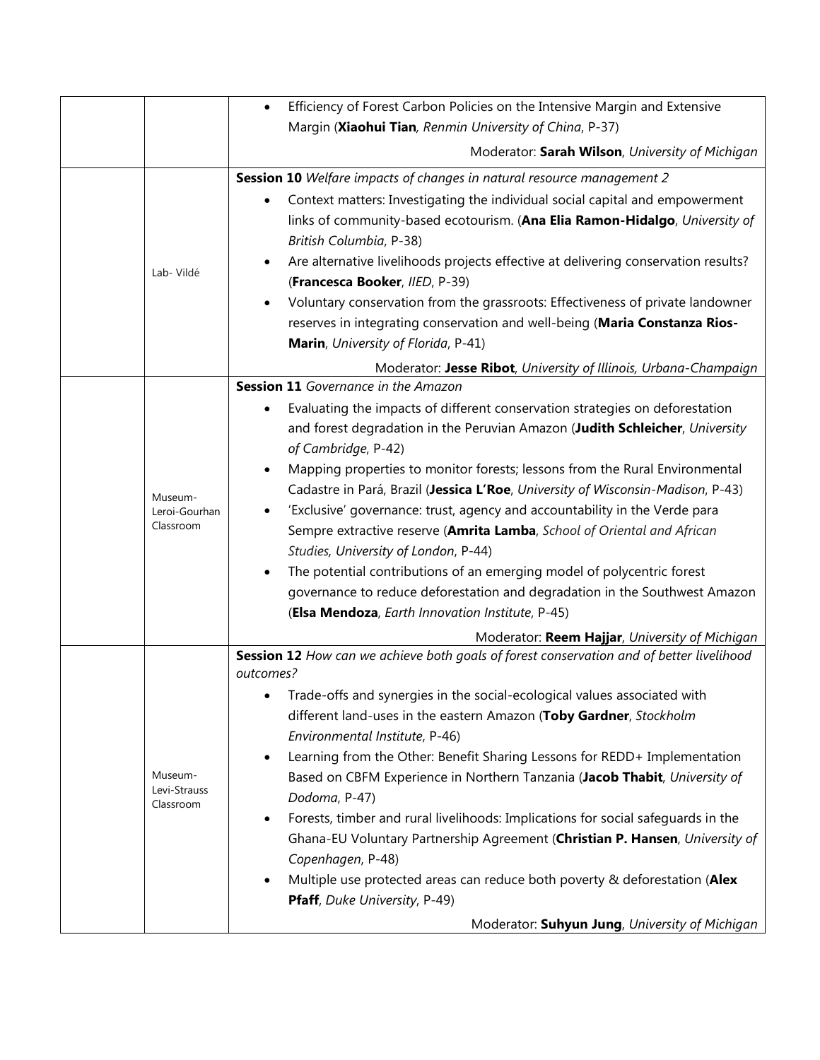| | | |
|---|---|---|
| | | • Efficiency of Forest Carbon Policies on the Intensive Margin and Extensive Margin (**Xiaohui Tian**, *Renmin University of China*, P-37)<br><br>Moderator: **Sarah Wilson**, *University of Michigan* |
| | Lab- Vildé | **Session 10** *Welfare impacts of changes in natural resource management 2*<br>• Context matters: Investigating the individual social capital and empowerment links of community-based ecotourism. (**Ana Elia Ramon-Hidalgo**, *University of British Columbia*, P-38)<br>• Are alternative livelihoods projects effective at delivering conservation results? (**Francesca Booker**, *IIED*, P-39)<br>• Voluntary conservation from the grassroots: Effectiveness of private landowner reserves in integrating conservation and well-being (**Maria Constanza Rios-Marin**, *University of Florida*, P-41)<br><br>Moderator: **Jesse Ribot**, *University of Illinois, Urbana-Champaign* |
| | Museum- Leroi-Gourhan Classroom | **Session 11** *Governance in the Amazon*<br>• Evaluating the impacts of different conservation strategies on deforestation and forest degradation in the Peruvian Amazon (**Judith Schleicher**, *University of Cambridge*, P-42)<br>• Mapping properties to monitor forests; lessons from the Rural Environmental Cadastre in Pará, Brazil (**Jessica L'Roe**, *University of Wisconsin-Madison*, P-43)<br>• 'Exclusive' governance: trust, agency and accountability in the Verde para Sempre extractive reserve (**Amrita Lamba**, *School of Oriental and African Studies, University of London*, P-44)<br>• The potential contributions of an emerging model of polycentric forest governance to reduce deforestation and degradation in the Southwest Amazon (**Elsa Mendoza**, *Earth Innovation Institute*, P-45)<br><br>Moderator: **Reem Hajjar**, *University of Michigan* |
| | Museum- Levi-Strauss Classroom | **Session 12** *How can we achieve both goals of forest conservation and of better livelihood outcomes?*<br>• Trade-offs and synergies in the social-ecological values associated with different land-uses in the eastern Amazon (**Toby Gardner**, *Stockholm Environmental Institute*, P-46)<br>• Learning from the Other: Benefit Sharing Lessons for REDD+ Implementation Based on CBFM Experience in Northern Tanzania (**Jacob Thabit**, *University of Dodoma*, P-47)<br>• Forests, timber and rural livelihoods: Implications for social safeguards in the Ghana-EU Voluntary Partnership Agreement (**Christian P. Hansen**, *University of Copenhagen*, P-48)<br>• Multiple use protected areas can reduce both poverty & deforestation (**Alex Pfaff**, *Duke University*, P-49)<br><br>Moderator: **Suhyun Jung**, *University of Michigan* |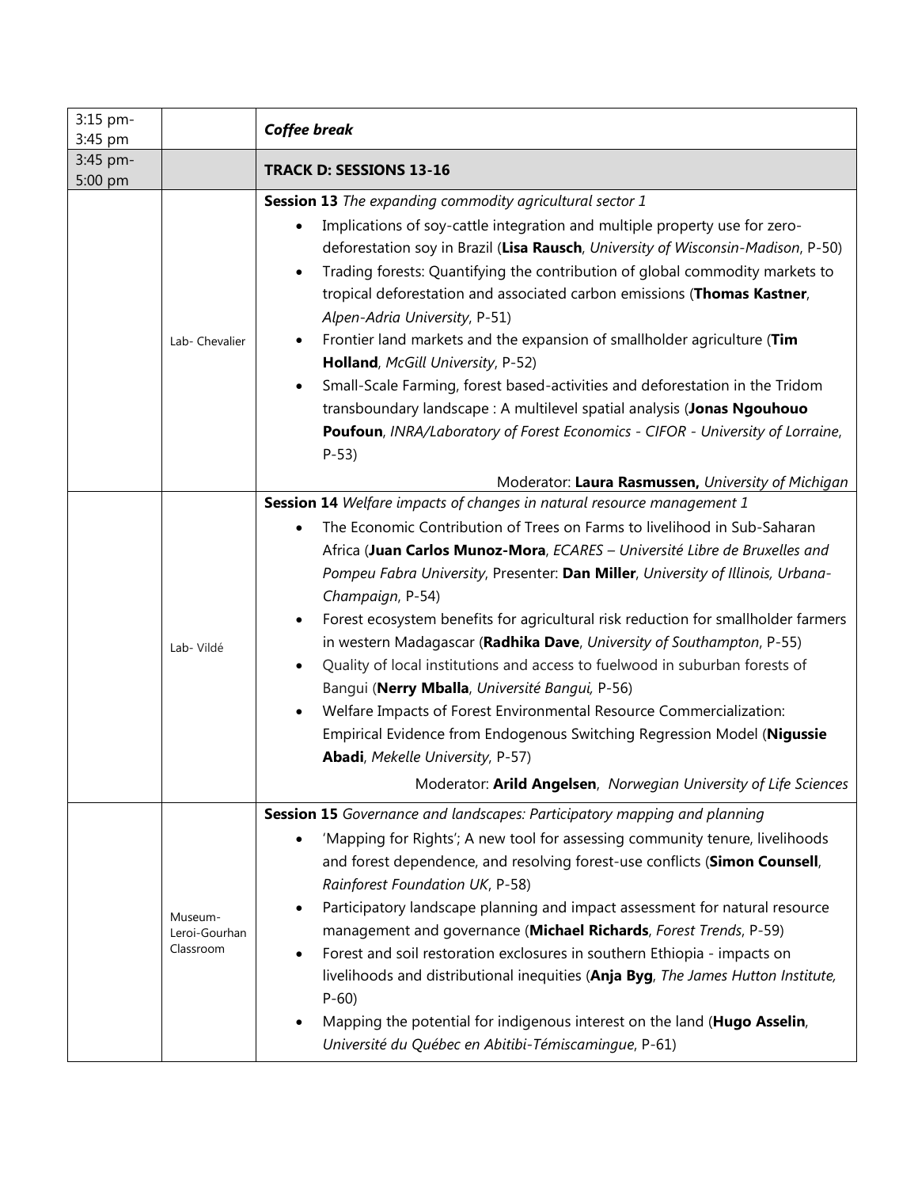| | | |
|---|---|---|
| 3:15 pm-3:45 pm | | ***Coffee break*** |
| 3:45 pm-5:00 pm | | **TRACK D: SESSIONS 13-16** |
| | Lab- Chevalier | **Session 13** *The expanding commodity agricultural sector 1*<br>• Implications of soy-cattle integration and multiple property use for zero-deforestation soy in Brazil (**Lisa Rausch**, *University of Wisconsin-Madison*, P-50)<br>• Trading forests: Quantifying the contribution of global commodity markets to tropical deforestation and associated carbon emissions (**Thomas Kastner**, *Alpen-Adria University*, P-51)<br>• Frontier land markets and the expansion of smallholder agriculture (**Tim Holland**, *McGill University*, P-52)<br>• Small-Scale Farming, forest based-activities and deforestation in the Tridom transboundary landscape : A multilevel spatial analysis (**Jonas Ngouhouo Poufoun**, *INRA/Laboratory of Forest Economics - CIFOR - University of Lorraine*, P-53)<br>Moderator: **Laura Rasmussen,** *University of Michigan* |
| | Lab- Vildé | **Session 14** *Welfare impacts of changes in natural resource management 1*<br>• The Economic Contribution of Trees on Farms to livelihood in Sub-Saharan Africa (**Juan Carlos Munoz-Mora**, *ECARES – Université Libre de Bruxelles and Pompeu Fabra University*, Presenter: **Dan Miller**, *University of Illinois, Urbana-Champaign*, P-54)<br>• Forest ecosystem benefits for agricultural risk reduction for smallholder farmers in western Madagascar (**Radhika Dave**, *University of Southampton*, P-55)<br>• Quality of local institutions and access to fuelwood in suburban forests of Bangui (**Nerry Mballa**, *Université Bangui,* P-56)<br>• Welfare Impacts of Forest Environmental Resource Commercialization: Empirical Evidence from Endogenous Switching Regression Model (**Nigussie Abadi**, *Mekelle University*, P-57)<br>Moderator: **Arild Angelsen**, *Norwegian University of Life Sciences* |
| | Museum-Leroi-Gourhan Classroom | **Session 15** *Governance and landscapes: Participatory mapping and planning*<br>• 'Mapping for Rights'; A new tool for assessing community tenure, livelihoods and forest dependence, and resolving forest-use conflicts (**Simon Counsell**, *Rainforest Foundation UK*, P-58)<br>• Participatory landscape planning and impact assessment for natural resource management and governance (**Michael Richards**, *Forest Trends*, P-59)<br>• Forest and soil restoration exclosures in southern Ethiopia - impacts on livelihoods and distributional inequities (**Anja Byg**, *The James Hutton Institute,* P-60)<br>• Mapping the potential for indigenous interest on the land (**Hugo Asselin**, *Université du Québec en Abitibi-Témiscamingue*, P-61) |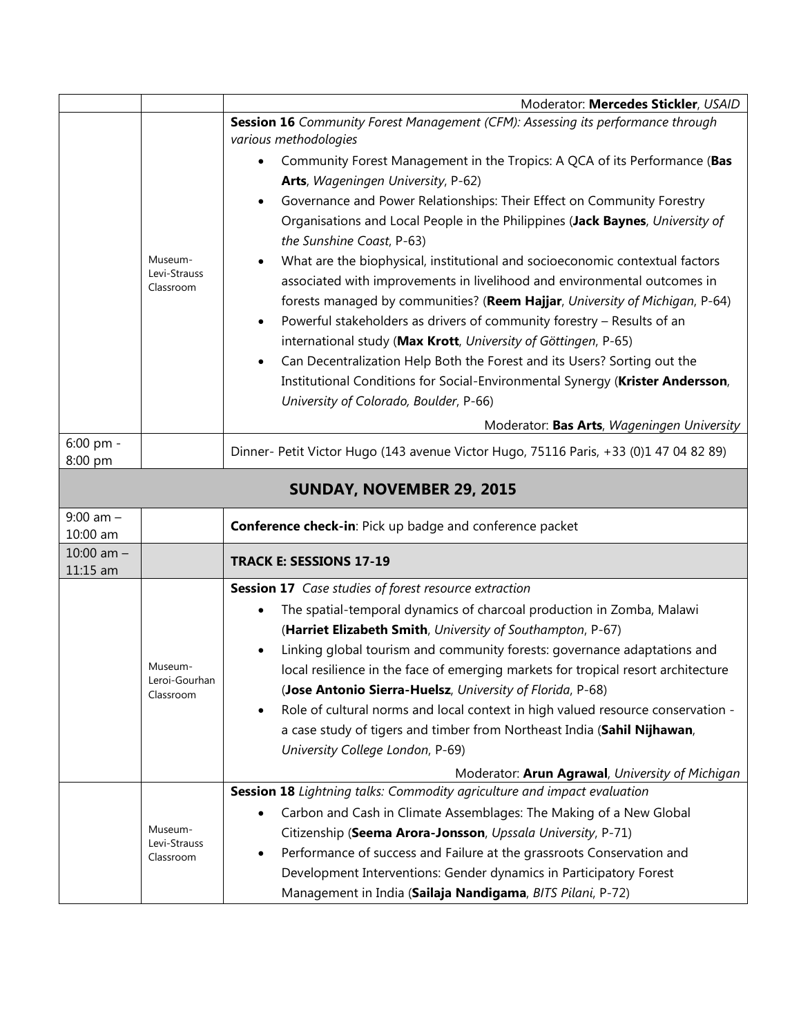| | | |
|---|---|---|
| | | Moderator: **Mercedes Stickler**, *USAID* |
| | Museum-Levi-Strauss Classroom | **Session 16** *Community Forest Management (CFM): Assessing its performance through various methodologies*<br>• Community Forest Management in the Tropics: A QCA of its Performance (**Bas Arts**, *Wageningen University*, P-62)<br>• Governance and Power Relationships: Their Effect on Community Forestry Organisations and Local People in the Philippines (**Jack Baynes**, *University of the Sunshine Coast*, P-63)<br>• What are the biophysical, institutional and socioeconomic contextual factors associated with improvements in livelihood and environmental outcomes in forests managed by communities? (**Reem Hajjar**, *University of Michigan*, P-64)<br>• Powerful stakeholders as drivers of community forestry – Results of an international study (**Max Krott**, *University of Göttingen*, P-65)<br>• Can Decentralization Help Both the Forest and its Users? Sorting out the Institutional Conditions for Social-Environmental Synergy (**Krister Andersson**, *University of Colorado, Boulder*, P-66)<br>Moderator: **Bas Arts**, *Wageningen University* |
| 6:00 pm - 8:00 pm | | Dinner- Petit Victor Hugo (143 avenue Victor Hugo, 75116 Paris, +33 (0)1 47 04 82 89) |
| **SUNDAY, NOVEMBER 29, 2015** | | |
| 9:00 am – 10:00 am | | **Conference check-in**: Pick up badge and conference packet |
| 10:00 am – 11:15 am | | **TRACK E: SESSIONS 17-19** |
| | Museum-Leroi-Gourhan Classroom | **Session 17** *Case studies of forest resource extraction*<br>• The spatial-temporal dynamics of charcoal production in Zomba, Malawi (**Harriet Elizabeth Smith**, *University of Southampton*, P-67)<br>• Linking global tourism and community forests: governance adaptations and local resilience in the face of emerging markets for tropical resort architecture (**Jose Antonio Sierra-Huelsz**, *University of Florida*, P-68)<br>• Role of cultural norms and local context in high valued resource conservation - a case study of tigers and timber from Northeast India (**Sahil Nijhawan**, *University College London*, P-69)<br>Moderator: **Arun Agrawal**, *University of Michigan* |
| | Museum-Levi-Strauss Classroom | **Session 18** *Lightning talks: Commodity agriculture and impact evaluation*<br>• Carbon and Cash in Climate Assemblages: The Making of a New Global Citizenship (**Seema Arora-Jonsson**, *Upssala University*, P-71)<br>• Performance of success and Failure at the grassroots Conservation and Development Interventions: Gender dynamics in Participatory Forest Management in India (**Sailaja Nandigama**, *BITS Pilani*, P-72) |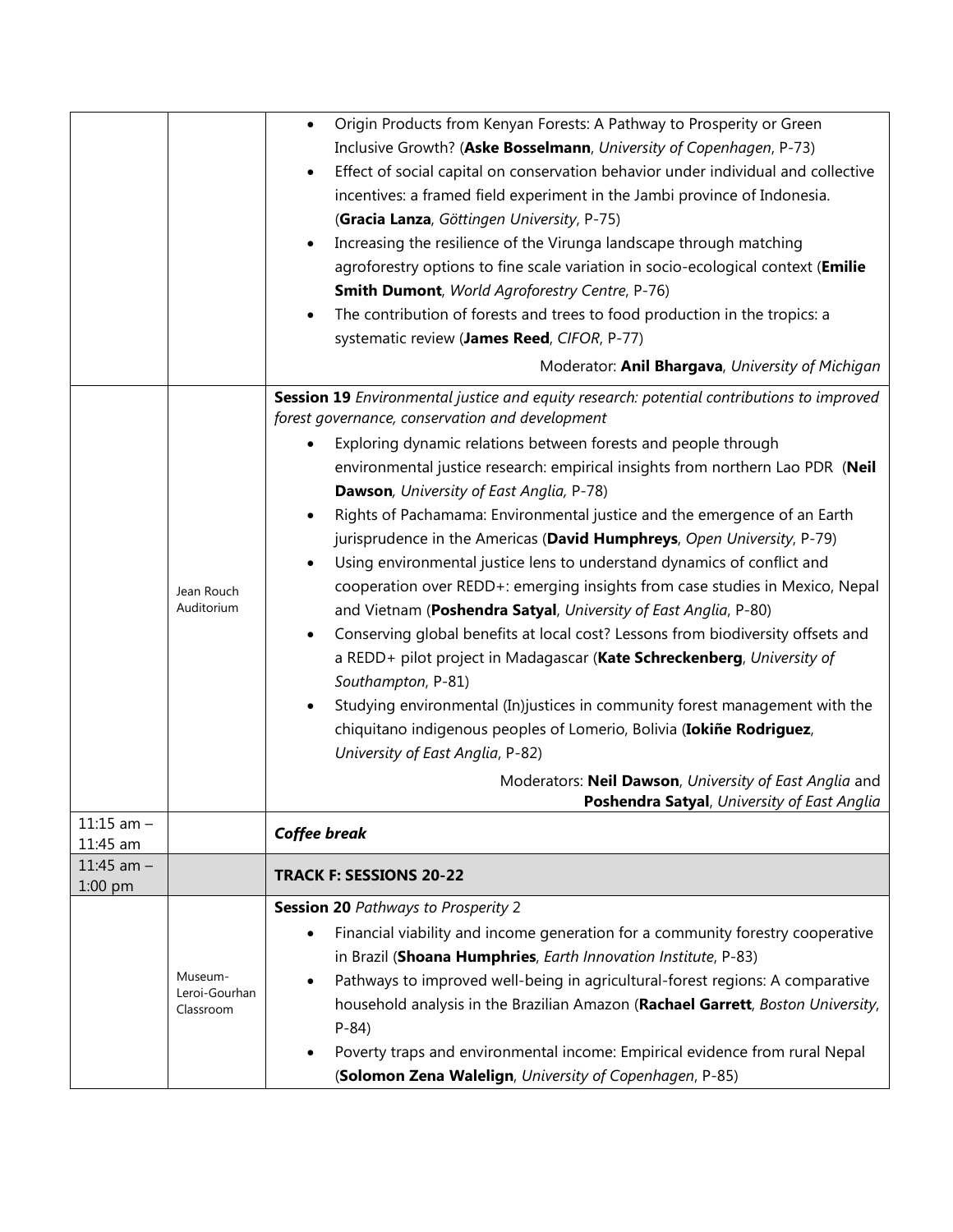| | | |
|---|---|---|
| | | • Origin Products from Kenyan Forests: A Pathway to Prosperity or Green Inclusive Growth? (**Aske Bosselmann**, *University of Copenhagen*, P-73)<br>• Effect of social capital on conservation behavior under individual and collective incentives: a framed field experiment in the Jambi province of Indonesia. (**Gracia Lanza**, *Göttingen University*, P-75)<br>• Increasing the resilience of the Virunga landscape through matching agroforestry options to fine scale variation in socio-ecological context (**Emilie Smith Dumont**, *World Agroforestry Centre*, P-76)<br>• The contribution of forests and trees to food production in the tropics: a systematic review (**James Reed**, *CIFOR*, P-77)<br>Moderator: **Anil Bhargava**, *University of Michigan* |
| | Jean Rouch Auditorium | **Session 19** *Environmental justice and equity research: potential contributions to improved forest governance, conservation and development*<br>• Exploring dynamic relations between forests and people through environmental justice research: empirical insights from northern Lao PDR (**Neil Dawson**, *University of East Anglia,* P-78)<br>• Rights of Pachamama: Environmental justice and the emergence of an Earth jurisprudence in the Americas (**David Humphreys**, *Open University*, P-79)<br>• Using environmental justice lens to understand dynamics of conflict and cooperation over REDD+: emerging insights from case studies in Mexico, Nepal and Vietnam (**Poshendra Satyal**, *University of East Anglia*, P-80)<br>• Conserving global benefits at local cost? Lessons from biodiversity offsets and a REDD+ pilot project in Madagascar (**Kate Schreckenberg**, *University of Southampton*, P-81)<br>• Studying environmental (In)justices in community forest management with the chiquitano indigenous peoples of Lomerio, Bolivia (**Iokiñe Rodriguez**, *University of East Anglia*, P-82)<br>Moderators: **Neil Dawson**, *University of East Anglia* and **Poshendra Satyal**, *University of East Anglia* |
| 11:15 am – 11:45 am | | ***Coffee break*** |
| 11:45 am – 1:00 pm | | **TRACK F: SESSIONS 20-22** |
| | Museum-Leroi-Gourhan Classroom | **Session 20** *Pathways to Prosperity* 2<br>• Financial viability and income generation for a community forestry cooperative in Brazil (**Shoana Humphries**, *Earth Innovation Institute*, P-83)<br>• Pathways to improved well-being in agricultural-forest regions: A comparative household analysis in the Brazilian Amazon (**Rachael Garrett**, *Boston University*, P-84)<br>• Poverty traps and environmental income: Empirical evidence from rural Nepal (**Solomon Zena Walelign**, *University of Copenhagen*, P-85) |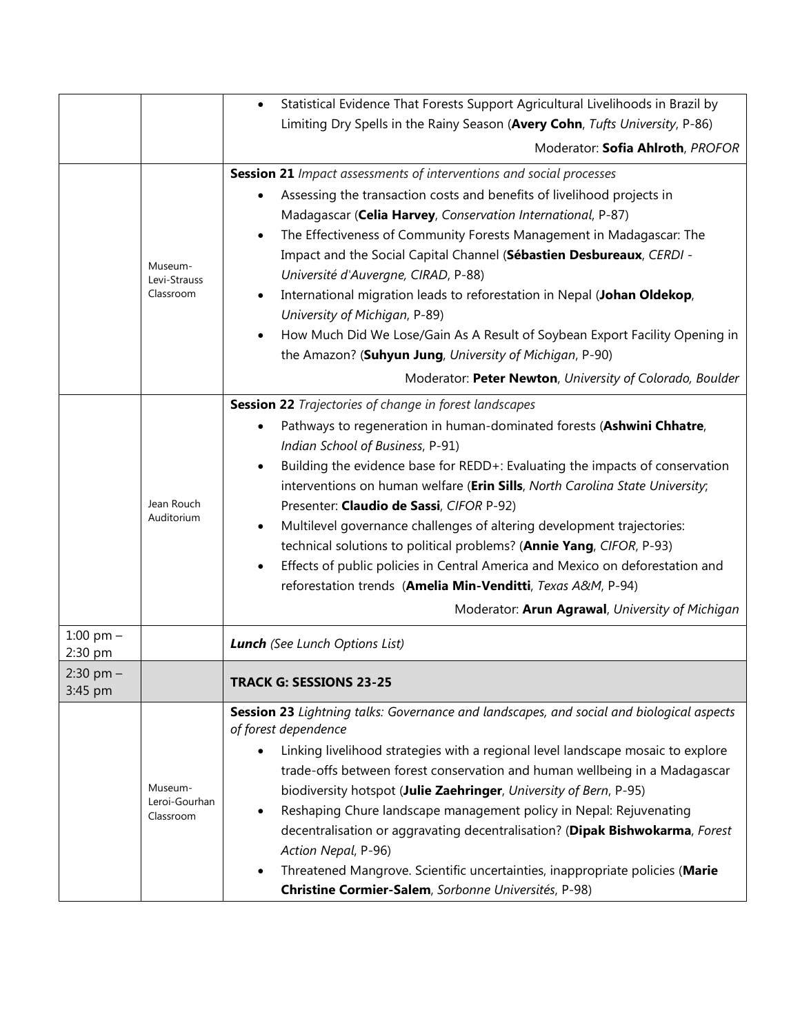| | | |
|---|---|---|
| | | • Statistical Evidence That Forests Support Agricultural Livelihoods in Brazil by Limiting Dry Spells in the Rainy Season (**Avery Cohn**, *Tufts University*, P-86)<br><br>Moderator: **Sofia Ahlroth**, *PROFOR* |
| | Museum-Levi-Strauss Classroom | **Session 21** *Impact assessments of interventions and social processes*<br>• Assessing the transaction costs and benefits of livelihood projects in Madagascar (**Celia Harvey**, *Conservation International*, P-87)<br>• The Effectiveness of Community Forests Management in Madagascar: The Impact and the Social Capital Channel (**Sébastien Desbureaux**, *CERDI - Université d'Auvergne, CIRAD*, P-88)<br>• International migration leads to reforestation in Nepal (**Johan Oldekop**, *University of Michigan*, P-89)<br>• How Much Did We Lose/Gain As A Result of Soybean Export Facility Opening in the Amazon? (**Suhyun Jung**, *University of Michigan*, P-90)<br><br>Moderator: **Peter Newton**, *University of Colorado, Boulder* |
| | Jean Rouch Auditorium | **Session 22** *Trajectories of change in forest landscapes*<br>• Pathways to regeneration in human-dominated forests (**Ashwini Chhatre**, *Indian School of Business*, P-91)<br>• Building the evidence base for REDD+: Evaluating the impacts of conservation interventions on human welfare (**Erin Sills**, *North Carolina State University*; Presenter: **Claudio de Sassi**, *CIFOR* P-92)<br>• Multilevel governance challenges of altering development trajectories: technical solutions to political problems? (**Annie Yang**, *CIFOR*, P-93)<br>• Effects of public policies in Central America and Mexico on deforestation and reforestation trends (**Amelia Min-Venditti**, *Texas A&M*, P-94)<br><br>Moderator: **Arun Agrawal**, *University of Michigan* |
| 1:00 pm – 2:30 pm | | ***Lunch*** *(See Lunch Options List)* |
| 2:30 pm – 3:45 pm | | **TRACK G: SESSIONS 23-25** |
| | Museum-Leroi-Gourhan Classroom | **Session 23** *Lightning talks: Governance and landscapes, and social and biological aspects of forest dependence*<br>• Linking livelihood strategies with a regional level landscape mosaic to explore trade-offs between forest conservation and human wellbeing in a Madagascar biodiversity hotspot (**Julie Zaehringer**, *University of Bern*, P-95)<br>• Reshaping Chure landscape management policy in Nepal: Rejuvenating decentralisation or aggravating decentralisation? (**Dipak Bishwokarma**, *Forest Action Nepal*, P-96)<br>• Threatened Mangrove. Scientific uncertainties, inappropriate policies (**Marie Christine Cormier-Salem**, *Sorbonne Universités*, P-98) |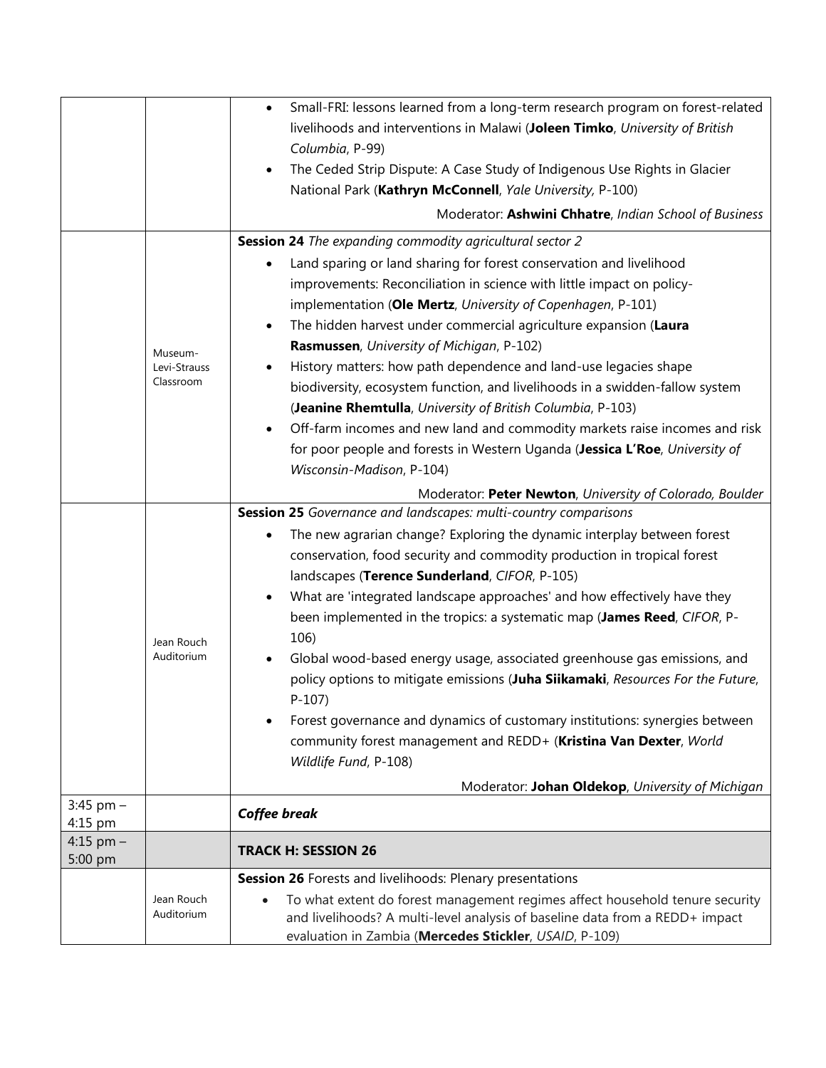| | | |
|---|---|---|
| | | • Small-FRI: lessons learned from a long-term research program on forest-related livelihoods and interventions in Malawi (**Joleen Timko**, *University of British Columbia*, P-99)<br>• The Ceded Strip Dispute: A Case Study of Indigenous Use Rights in Glacier National Park (**Kathryn McConnell**, *Yale University*, P-100)<br>Moderator: **Ashwini Chhatre**, *Indian School of Business* |
| | Museum-Levi-Strauss Classroom | **Session 24** *The expanding commodity agricultural sector 2*<br>• Land sparing or land sharing for forest conservation and livelihood improvements: Reconciliation in science with little impact on policy-implementation (**Ole Mertz**, *University of Copenhagen*, P-101)<br>• The hidden harvest under commercial agriculture expansion (**Laura Rasmussen**, *University of Michigan*, P-102)<br>• History matters: how path dependence and land-use legacies shape biodiversity, ecosystem function, and livelihoods in a swidden-fallow system (**Jeanine Rhemtulla**, *University of British Columbia*, P-103)<br>• Off-farm incomes and new land and commodity markets raise incomes and risk for poor people and forests in Western Uganda (**Jessica L'Roe**, *University of Wisconsin-Madison*, P-104)<br>Moderator: **Peter Newton**, *University of Colorado, Boulder* |
| | Jean Rouch Auditorium | **Session 25** *Governance and landscapes: multi-country comparisons*<br>• The new agrarian change? Exploring the dynamic interplay between forest conservation, food security and commodity production in tropical forest landscapes (**Terence Sunderland**, *CIFOR*, P-105)<br>• What are 'integrated landscape approaches' and how effectively have they been implemented in the tropics: a systematic map (**James Reed**, *CIFOR*, P-106)<br>• Global wood-based energy usage, associated greenhouse gas emissions, and policy options to mitigate emissions (**Juha Siikamaki**, *Resources For the Future*, P-107)<br>• Forest governance and dynamics of customary institutions: synergies between community forest management and REDD+ (**Kristina Van Dexter**, *World Wildlife Fund*, P-108)<br>Moderator: **Johan Oldekop**, *University of Michigan* |
| 3:45 pm – 4:15 pm | | ***Coffee break*** |
| 4:15 pm – 5:00 pm | | **TRACK H: SESSION 26** |
| | Jean Rouch Auditorium | **Session 26** Forests and livelihoods: Plenary presentations<br>• To what extent do forest management regimes affect household tenure security and livelihoods? A multi-level analysis of baseline data from a REDD+ impact evaluation in Zambia (**Mercedes Stickler**, *USAID*, P-109) |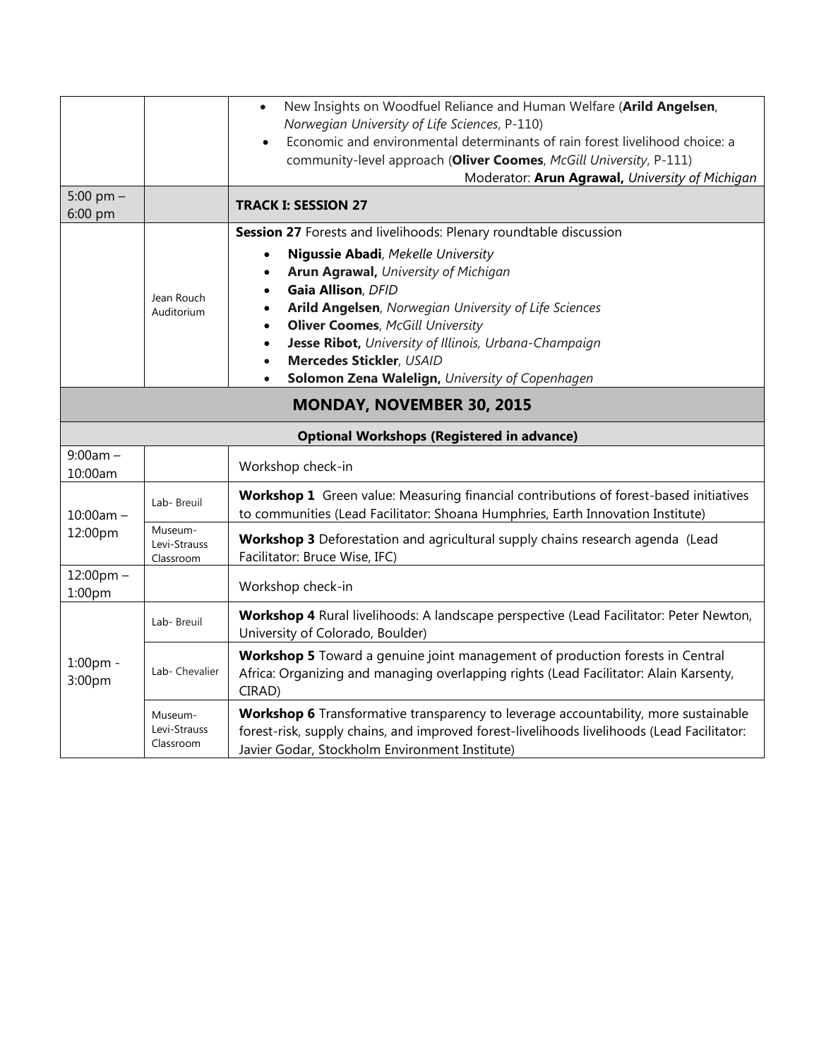| | | |
|---|---|---|
| | | • New Insights on Woodfuel Reliance and Human Welfare (**Arild Angelsen**, *Norwegian University of Life Sciences*, P-110)<br>• Economic and environmental determinants of rain forest livelihood choice: a community-level approach (**Oliver Coomes**, *McGill University*, P-111)<br>Moderator: **Arun Agrawal,** *University of Michigan* |
| 5:00 pm – 6:00 pm | | **TRACK I: SESSION 27** |
| | Jean Rouch Auditorium | **Session 27** Forests and livelihoods: Plenary roundtable discussion<br>• **Nigussie Abadi**, *Mekelle University*<br>• **Arun Agrawal,** *University of Michigan*<br>• **Gaia Allison**, *DFID*<br>• **Arild Angelsen**, *Norwegian University of Life Sciences*<br>• **Oliver Coomes**, *McGill University*<br>• **Jesse Ribot,** *University of Illinois, Urbana-Champaign*<br>• **Mercedes Stickler**, *USAID*<br>• **Solomon Zena Walelign,** *University of Copenhagen* |
| **MONDAY, NOVEMBER 30, 2015** | | |
| **Optional Workshops (Registered in advance)** | | |
| 9:00am – 10:00am | | Workshop check-in |
| 10:00am – 12:00pm | Lab- Breuil | **Workshop 1** Green value: Measuring financial contributions of forest-based initiatives to communities (Lead Facilitator: Shoana Humphries, Earth Innovation Institute) |
| | Museum-Levi-Strauss Classroom | **Workshop 3** Deforestation and agricultural supply chains research agenda (Lead Facilitator: Bruce Wise, IFC) |
| 12:00pm – 1:00pm | | Workshop check-in |
| 1:00pm - 3:00pm | Lab- Breuil | **Workshop 4** Rural livelihoods: A landscape perspective (Lead Facilitator: Peter Newton, University of Colorado, Boulder) |
| | Lab- Chevalier | **Workshop 5** Toward a genuine joint management of production forests in Central Africa: Organizing and managing overlapping rights (Lead Facilitator: Alain Karsenty, CIRAD) |
| | Museum-Levi-Strauss Classroom | **Workshop 6** Transformative transparency to leverage accountability, more sustainable forest-risk, supply chains, and improved forest-livelihoods livelihoods (Lead Facilitator: Javier Godar, Stockholm Environment Institute) |